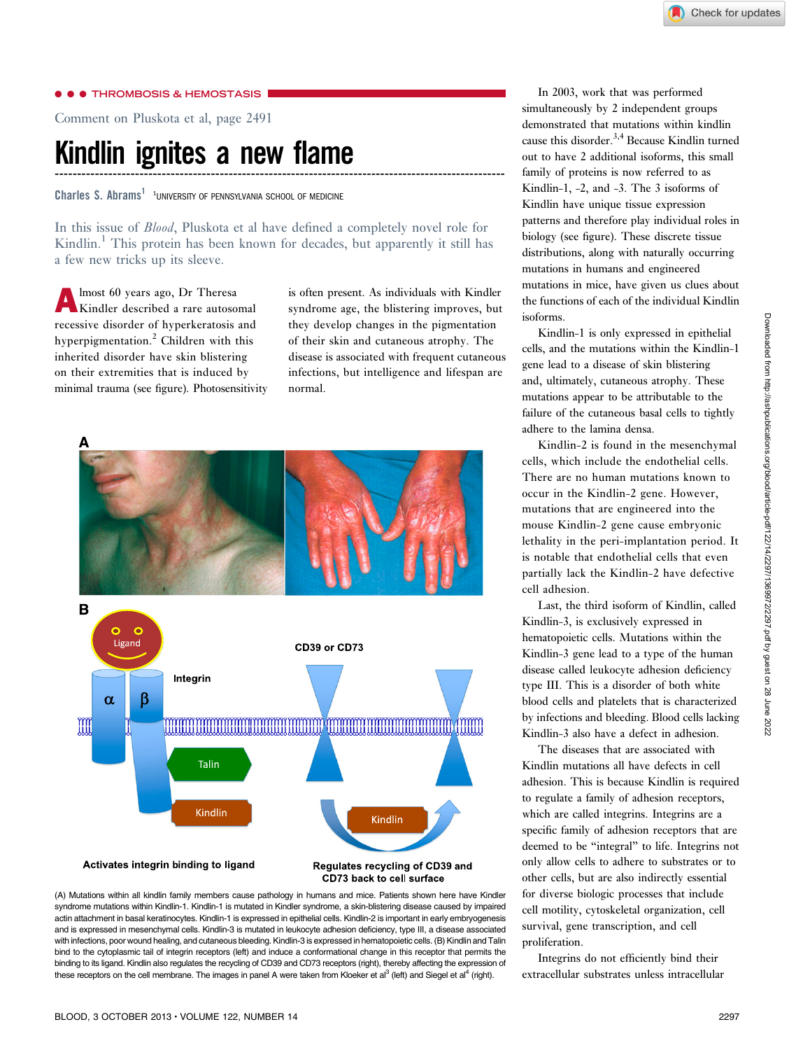THROMBOSIS & HEMOSTASIS

Comment on Pluskota et al, page 2491

# Kindlin ignites a new flame

**Charles S. Abrams**[1] [1]UNIVERSITY OF PENNSYLVANIA SCHOOL OF MEDICINE

In this issue of *Blood*, Pluskota et al have defined a completely novel role for Kindlin.[1] This protein has been known for decades, but apparently it still has a few new tricks up its sleeve.

Almost 60 years ago, Dr Theresa Kindler described a rare autosomal recessive disorder of hyperkeratosis and hyperpigmentation.[2] Children with this inherited disorder have skin blistering on their extremities that is induced by minimal trauma (see figure). Photosensitivity is often present. As individuals with Kindler syndrome age, the blistering improves, but they develop changes in the pigmentation of their skin and cutaneous atrophy. The disease is associated with frequent cutaneous infections, but intelligence and lifespan are normal.

(A) Mutations within all kindlin family members cause pathology in humans and mice. Patients shown here have Kindler syndrome mutations within Kindlin-1. Kindlin-1 is mutated in Kindler syndrome, a skin-blistering disease caused by impaired actin attachment in basal keratinocytes. Kindlin-1 is expressed in epithelial cells. Kindlin-2 is important in early embryogenesis and is expressed in mesenchymal cells. Kindlin-3 is mutated in leukocyte adhesion deficiency, type III, a disease associated with infections, poor wound healing, and cutaneous bleeding. Kindlin-3 is expressed in hematopoietic cells. (B) Kindlin and Talin bind to the cytoplasmic tail of integrin receptors (left) and induce a conformational change in this receptor that permits the binding to its ligand. Kindlin also regulates the recycling of CD39 and CD73 receptors (right), thereby affecting the expression of these receptors on the cell membrane. The images in panel A were taken from Kloeker et al[3] (left) and Siegel et al[4] (right).

In 2003, work that was performed simultaneously by 2 independent groups demonstrated that mutations within kindlin cause this disorder.[3,4] Because Kindlin turned out to have 2 additional isoforms, this small family of proteins is now referred to as Kindlin-1, -2, and -3. The 3 isoforms of Kindlin have unique tissue expression patterns and therefore play individual roles in biology (see figure). These discrete tissue distributions, along with naturally occurring mutations in humans and engineered mutations in mice, have given us clues about the functions of each of the individual Kindlin isoforms.

Kindlin-1 is only expressed in epithelial cells, and the mutations within the Kindlin-1 gene lead to a disease of skin blistering and, ultimately, cutaneous atrophy. These mutations appear to be attributable to the failure of the cutaneous basal cells to tightly adhere to the lamina densa.

Kindlin-2 is found in the mesenchymal cells, which include the endothelial cells. There are no human mutations known to occur in the Kindlin-2 gene. However, mutations that are engineered into the mouse Kindlin-2 gene cause embryonic lethality in the peri-implantation period. It is notable that endothelial cells that even partially lack the Kindlin-2 have defective cell adhesion.

Last, the third isoform of Kindlin, called Kindlin-3, is exclusively expressed in hematopoietic cells. Mutations within the Kindlin-3 gene lead to a type of the human disease called leukocyte adhesion deficiency type III. This is a disorder of both white blood cells and platelets that is characterized by infections and bleeding. Blood cells lacking Kindlin-3 also have a defect in adhesion.

The diseases that are associated with Kindlin mutations all have defects in cell adhesion. This is because Kindlin is required to regulate a family of adhesion receptors, which are called integrins. Integrins are a specific family of adhesion receptors that are deemed to be "integral" to life. Integrins not only allow cells to adhere to substrates or to other cells, but are also indirectly essential for diverse biologic processes that include cell motility, cytoskeletal organization, cell survival, gene transcription, and cell proliferation.

Integrins do not efficiently bind their extracellular substrates unless intracellular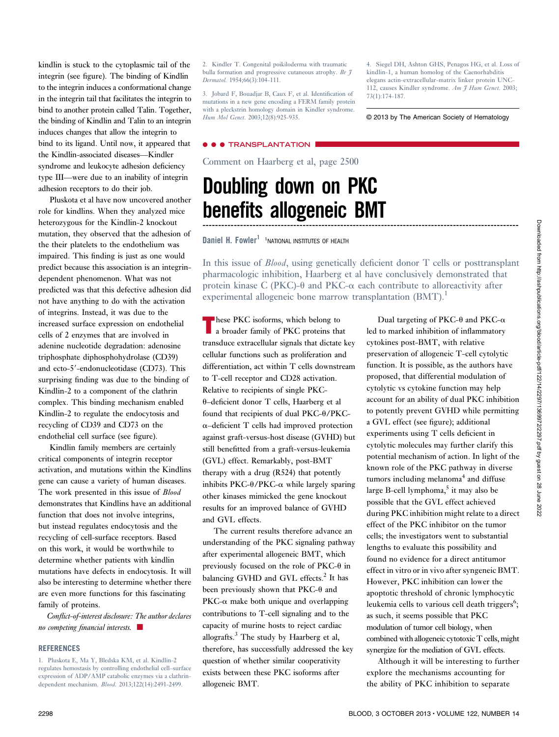kindlin is stuck to the cytoplasmic tail of the integrin (see figure). The binding of Kindlin to the integrin induces a conformational change in the integrin tail that facilitates the integrin to bind to another protein called Talin. Together, the binding of Kindlin and Talin to an integrin induces changes that allow the integrin to bind to its ligand. Until now, it appeared that the Kindlin-associated diseases—Kindler syndrome and leukocyte adhesion deficiency type III—were due to an inability of integrin adhesion receptors to do their job.

Pluskota et al have now uncovered another role for kindlins. When they analyzed mice heterozygous for the Kindlin-2 knockout mutation, they observed that the adhesion of the their platelets to the endothelium was impaired. This finding is just as one would predict because this association is an integrin-dependent phenomenon. What was not predicted was that this defective adhesion did not have anything to do with the activation of integrins. Instead, it was due to the increased surface expression on endothelial cells of 2 enzymes that are involved in adenine nucleotide degradation: adenosine triphosphate diphosphohydrolase (CD39) and ecto-5′-endonucleotidase (CD73). This surprising finding was due to the binding of Kindlin-2 to a component of the clathrin complex. This binding mechanism enabled Kindlin-2 to regulate the endocytosis and recycling of CD39 and CD73 on the endothelial cell surface (see figure).

Kindlin family members are certainly critical components of integrin receptor activation, and mutations within the Kindlins gene can cause a variety of human diseases. The work presented in this issue of *Blood* demonstrates that Kindlins have an additional function that does not involve integrins, but instead regulates endocytosis and the recycling of cell-surface receptors. Based on this work, it would be worthwhile to determine whether patients with kindlin mutations have defects in endocytosis. It will also be interesting to determine whether there are even more functions for this fascinating family of proteins.

*Conflict-of-interest disclosure: The author declares no competing financial interests.* ■

## REFERENCES

1. Pluskota E, Ma Y, Bledska KM, et al. Kindlin-2 regulates hemostasis by controlling endothelial cell–surface expression of ADP/AMP catabolic enzymes via a clathrin-dependent mechanism. *Blood.* 2013;122(14):2491-2499.

2. Kindler T. Congenital poikiloderma with traumatic bulla formation and progressive cutaneous atrophy. *Br J Dermatol.* 1954;66(3):104-111.

3. Jobard F, Bouadjar B, Caux F, et al. Identification of mutations in a new gene encoding a FERM family protein with a pleckstrin homology domain in Kindler syndrome. *Hum Mol Genet.* 2003;12(8):925-935.

4. Siegel DH, Ashton GHS, Penagos HG, et al. Loss of kindlin-1, a human homolog of the Caenorhabditis elegans actin-extracellular-matrix linker protein UNC-112, causes Kindler syndrome. *Am J Hum Genet.* 2003; 73(1):174-187.

© 2013 by The American Society of Hematology

● ● ● TRANSPLANTATION

Comment on Haarberg et al, page 2500

# Doubling down on PKC benefits allogeneic BMT

**Daniel H. Fowler**[1] [1]NATIONAL INSTITUTES OF HEALTH

In this issue of *Blood*, using genetically deficient donor T cells or posttransplant pharmacologic inhibition, Haarberg et al have conclusively demonstrated that protein kinase C (PKC)-θ and PKC-α each contribute to alloreactivity after experimental allogeneic bone marrow transplantation (BMT).[1]

These PKC isoforms, which belong to a broader family of PKC proteins that transduce extracellular signals that dictate key cellular functions such as proliferation and differentiation, act within T cells downstream to T-cell receptor and CD28 activation. Relative to recipients of single PKC-θ–deficient donor T cells, Haarberg et al found that recipients of dual PKC-θ/PKC-α–deficient T cells had improved protection against graft-versus-host disease (GVHD) but still benefitted from a graft-versus-leukemia (GVL) effect. Remarkably, post-BMT therapy with a drug (R524) that potently inhibits PKC-θ/PKC-α while largely sparing other kinases mimicked the gene knockout results for an improved balance of GVHD and GVL effects.

The current results therefore advance an understanding of the PKC signaling pathway after experimental allogeneic BMT, which previously focused on the role of PKC-θ in balancing GVHD and GVL effects.[2] It has been previously shown that PKC-θ and PKC-α make both unique and overlapping contributions to T-cell signaling and to the capacity of murine hosts to reject cardiac allografts.[3] The study by Haarberg et al, therefore, has successfully addressed the key question of whether similar cooperativity exists between these PKC isoforms after allogeneic BMT.

Dual targeting of PKC-θ and PKC-α led to marked inhibition of inflammatory cytokines post-BMT, with relative preservation of allogeneic T-cell cytolytic function. It is possible, as the authors have proposed, that differential modulation of cytolytic vs cytokine function may help account for an ability of dual PKC inhibition to potently prevent GVHD while permitting a GVL effect (see figure); additional experiments using T cells deficient in cytolytic molecules may further clarify this potential mechanism of action. In light of the known role of the PKC pathway in diverse tumors including melanoma[4] and diffuse large B-cell lymphoma,[5] it may also be possible that the GVL effect achieved during PKC inhibition might relate to a direct effect of the PKC inhibitor on the tumor cells; the investigators went to substantial lengths to evaluate this possibility and found no evidence for a direct antitumor effect in vitro or in vivo after syngeneic BMT. However, PKC inhibition can lower the apoptotic threshold of chronic lymphocytic leukemia cells to various cell death triggers[6]; as such, it seems possible that PKC modulation of tumor cell biology, when combined with allogeneic cytotoxic T cells, might synergize for the mediation of GVL effects.

Although it will be interesting to further explore the mechanisms accounting for the ability of PKC inhibition to separate